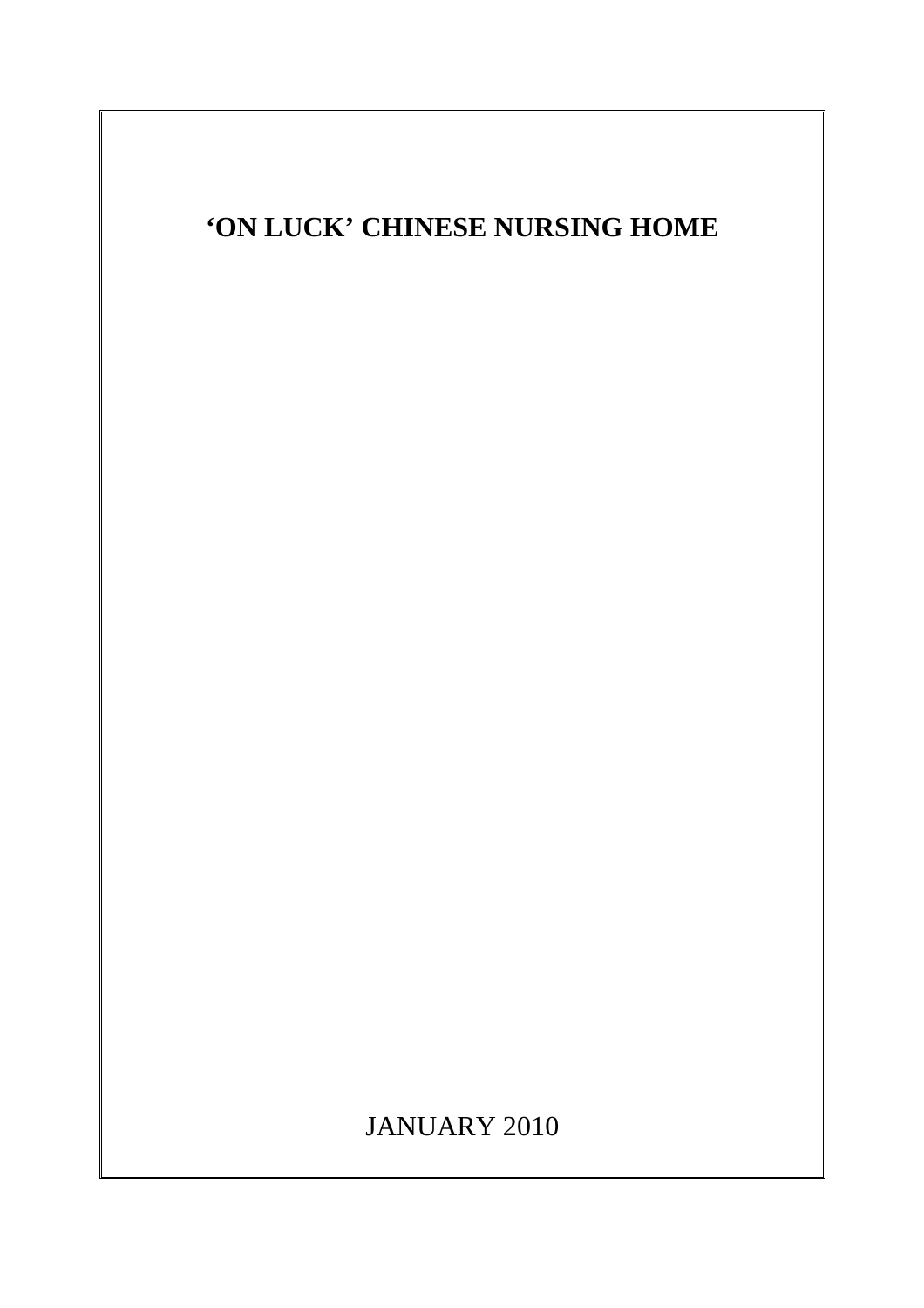# ‘ON LUCK’ CHINESE NURSING HOME

JANUARY 2010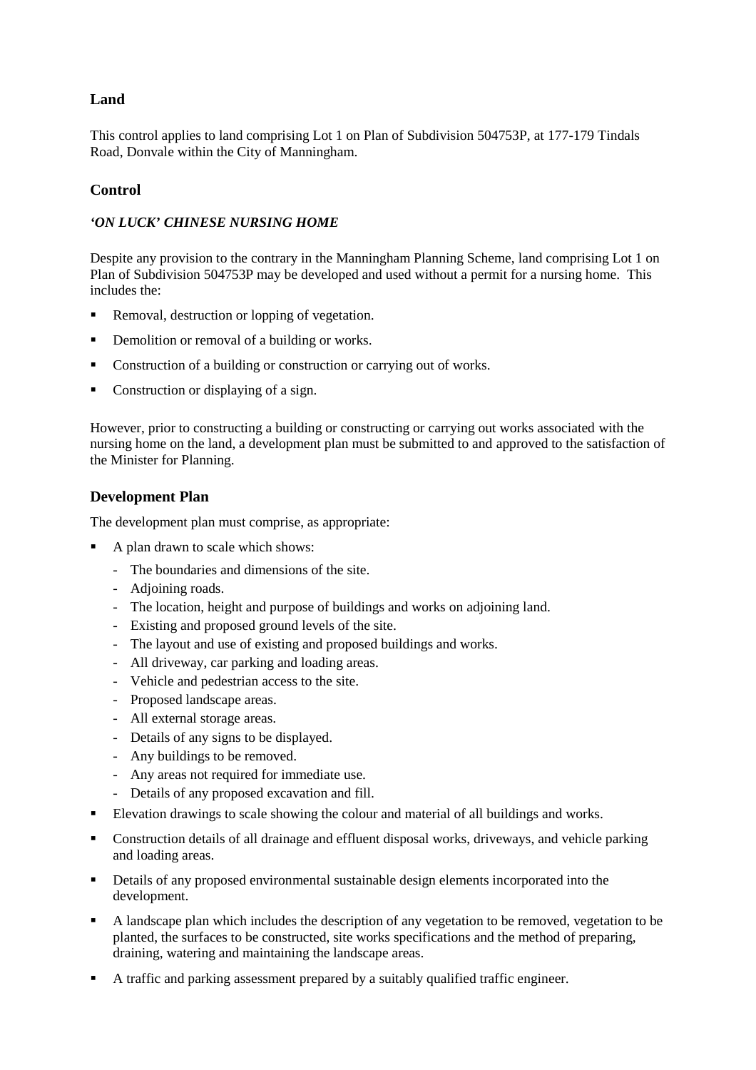## Land

This control applies to land comprising Lot 1 on Plan of Subdivision 504753P, at 177-179 Tindals Road, Donvale within the City of Manningham.

## Control

### *'ON LUCK' CHINESE NURSING HOME*

Despite any provision to the contrary in the Manningham Planning Scheme, land comprising Lot 1 on Plan of Subdivision 504753P may be developed and used without a permit for a nursing home. This includes the:

- Removal, destruction or lopping of vegetation.
- Demolition or removal of a building or works.
- Construction of a building or construction or carrying out of works.
- Construction or displaying of a sign.

However, prior to constructing a building or constructing or carrying out works associated with the nursing home on the land, a development plan must be submitted to and approved to the satisfaction of the Minister for Planning.

## Development Plan

The development plan must comprise, as appropriate:

- A plan drawn to scale which shows:
  - The boundaries and dimensions of the site.
  - Adjoining roads.
  - The location, height and purpose of buildings and works on adjoining land.
  - Existing and proposed ground levels of the site.
  - The layout and use of existing and proposed buildings and works.
  - All driveway, car parking and loading areas.
  - Vehicle and pedestrian access to the site.
  - Proposed landscape areas.
  - All external storage areas.
  - Details of any signs to be displayed.
  - Any buildings to be removed.
  - Any areas not required for immediate use.
  - Details of any proposed excavation and fill.
- Elevation drawings to scale showing the colour and material of all buildings and works.
- Construction details of all drainage and effluent disposal works, driveways, and vehicle parking and loading areas.
- Details of any proposed environmental sustainable design elements incorporated into the development.
- A landscape plan which includes the description of any vegetation to be removed, vegetation to be planted, the surfaces to be constructed, site works specifications and the method of preparing, draining, watering and maintaining the landscape areas.
- A traffic and parking assessment prepared by a suitably qualified traffic engineer.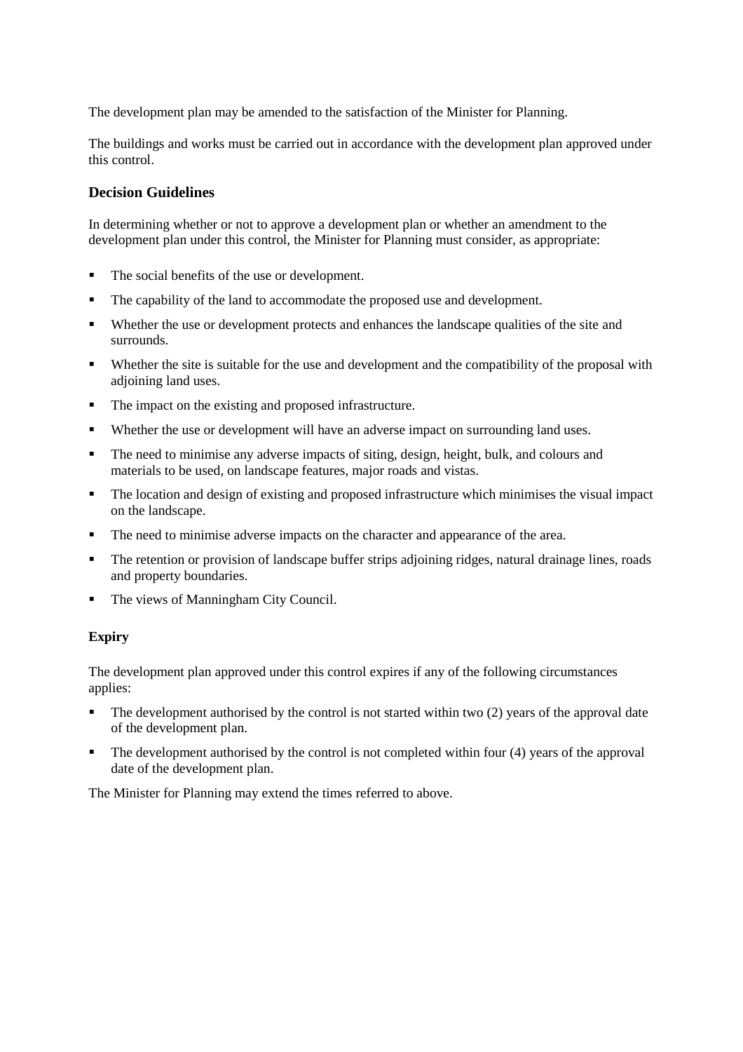The development plan may be amended to the satisfaction of the Minister for Planning.

The buildings and works must be carried out in accordance with the development plan approved under this control.

### Decision Guidelines

In determining whether or not to approve a development plan or whether an amendment to the development plan under this control, the Minister for Planning must consider, as appropriate:

- The social benefits of the use or development.
- The capability of the land to accommodate the proposed use and development.
- Whether the use or development protects and enhances the landscape qualities of the site and surrounds.
- Whether the site is suitable for the use and development and the compatibility of the proposal with adjoining land uses.
- The impact on the existing and proposed infrastructure.
- Whether the use or development will have an adverse impact on surrounding land uses.
- The need to minimise any adverse impacts of siting, design, height, bulk, and colours and materials to be used, on landscape features, major roads and vistas.
- The location and design of existing and proposed infrastructure which minimises the visual impact on the landscape.
- The need to minimise adverse impacts on the character and appearance of the area.
- The retention or provision of landscape buffer strips adjoining ridges, natural drainage lines, roads and property boundaries.
- The views of Manningham City Council.

### Expiry

The development plan approved under this control expires if any of the following circumstances applies:

- The development authorised by the control is not started within two (2) years of the approval date of the development plan.
- The development authorised by the control is not completed within four (4) years of the approval date of the development plan.

The Minister for Planning may extend the times referred to above.